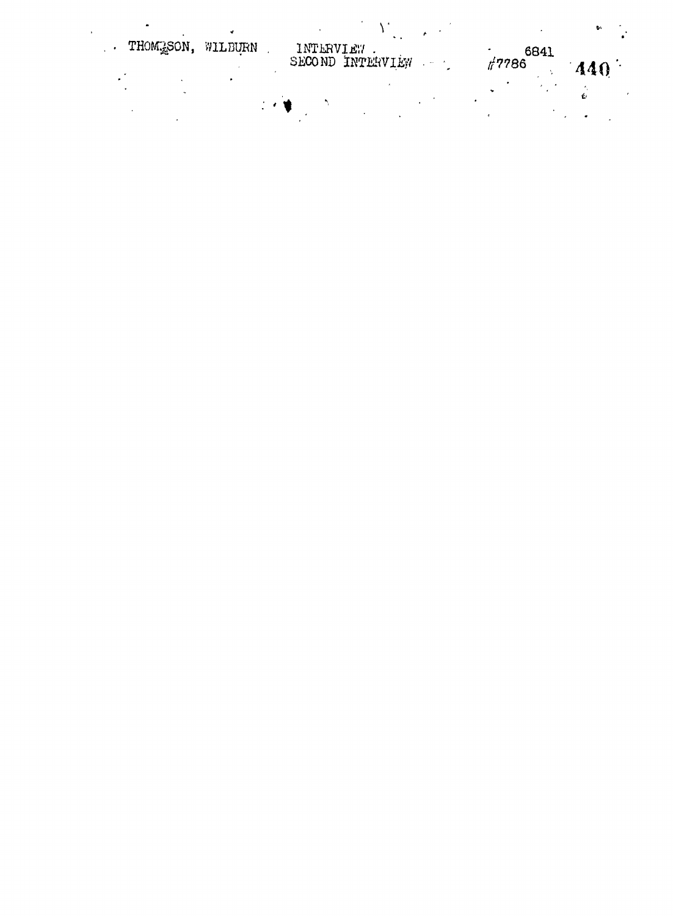THOMPSON, WILBURN INTERVIEW. SECOND INTERVIEW 6841 #7786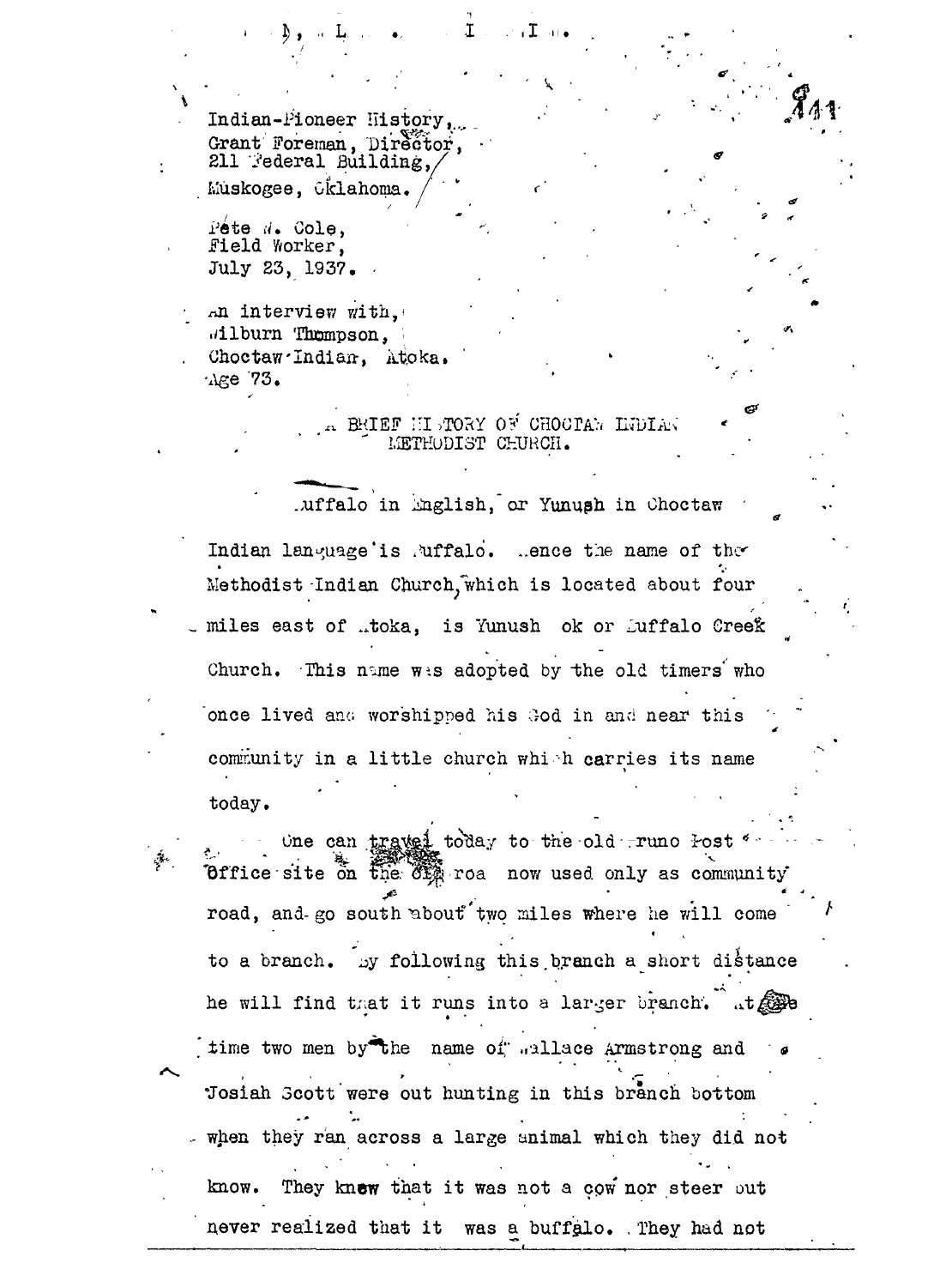Indian-Pioneer History,
Grant Foreman, Director,
211 Federal Building,
Muskogee, Oklahoma.

Pete W. Cole,
Field Worker,
July 23, 1937.

An interview with,
Wilburn Thompson,
Choctaw Indian, Atoka.
Age 73.

## A BRIEF HISTORY OF CHOCTAW INDIAN METHODIST CHURCH.

Buffalo in English, or Yunush in Choctaw Indian language is Buffalo. Hence the name of the Methodist Indian Church, which is located about four miles east of Atoka, is Yunush ok or Buffalo Creek Church. This name was adopted by the old timers who once lived and worshipped his God in and near this community in a little church which carries its name today.

One can travel today to the old Bruno Post Office site on the old road now used only as community road, and go south about two miles where he will come to a branch. By following this branch a short distance he will find that it runs into a larger branch. At one time two men by the name of Wallace Armstrong and Josiah Scott were out hunting in this branch bottom when they ran across a large animal which they did not know. They knew that it was not a cow nor steer but never realized that it was a buffalo. They had not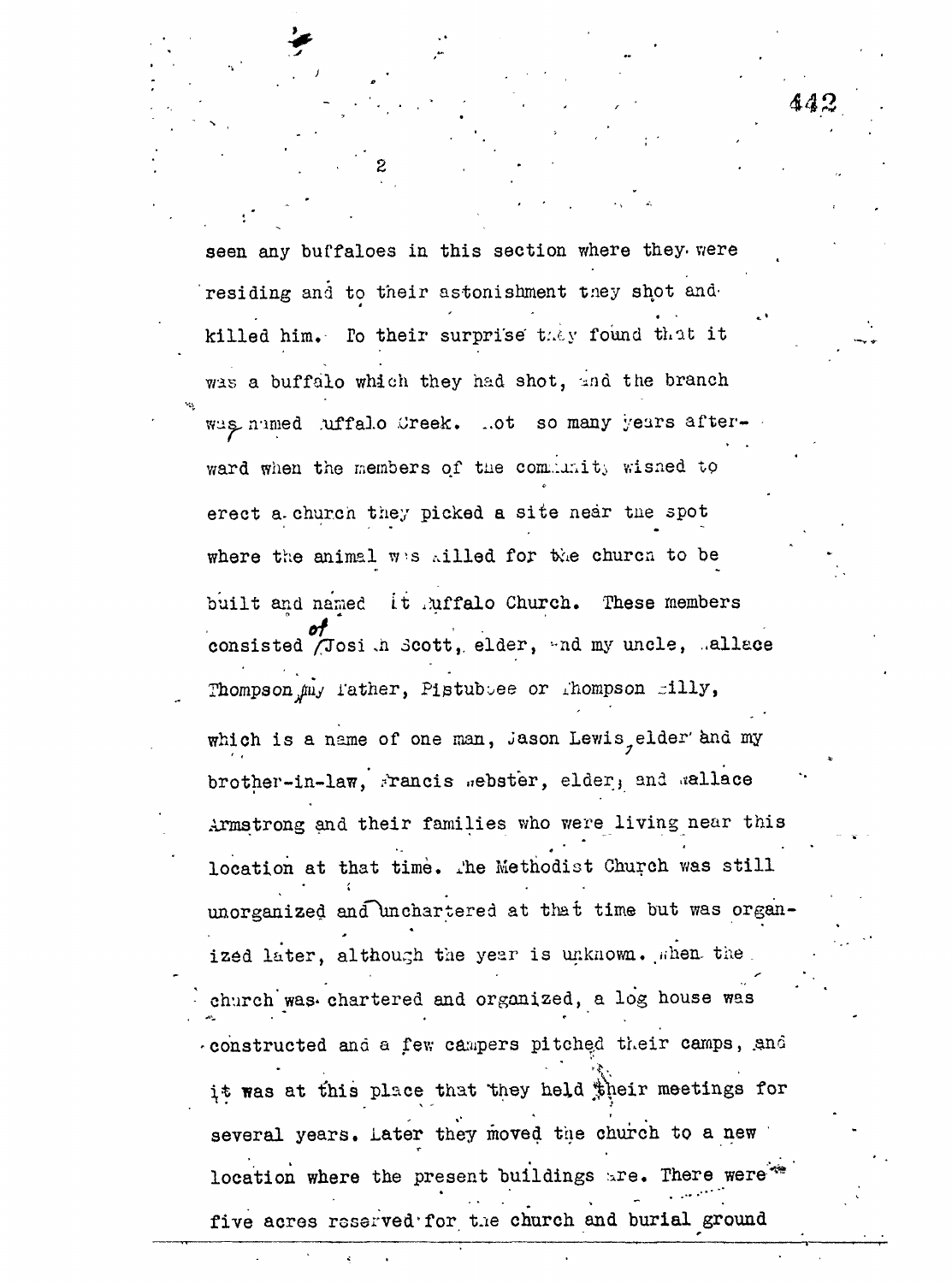seen any buffaloes in this section where they were residing and to their astonishment they shot and killed him. To their surprise they found that it was a buffalo which they had shot, and the branch was named Buffalo Creek. Not so many years afterward when the members of the community wished to erect a church they picked a site near the spot where the animal was killed for the church to be built and named it Buffalo Church. These members consisted of Josiah Scott, elder, and my uncle, Wallace Thompson, my father, Pistubbee or Thompson Billy, which is a name of one man, Jason Lewis, elder and my brother-in-law, Francis Webster, elder, and Wallace Armstrong and their families who were living near this location at that time. The Methodist Church was still unorganized and unchartered at that time but was organized later, although the year is unknown. When the church was chartered and organized, a log house was constructed and a few campers pitched their camps, and it was at this place that they held their meetings for several years. Later they moved the church to a new location where the present buildings are. There were five acres reserved for the church and burial ground